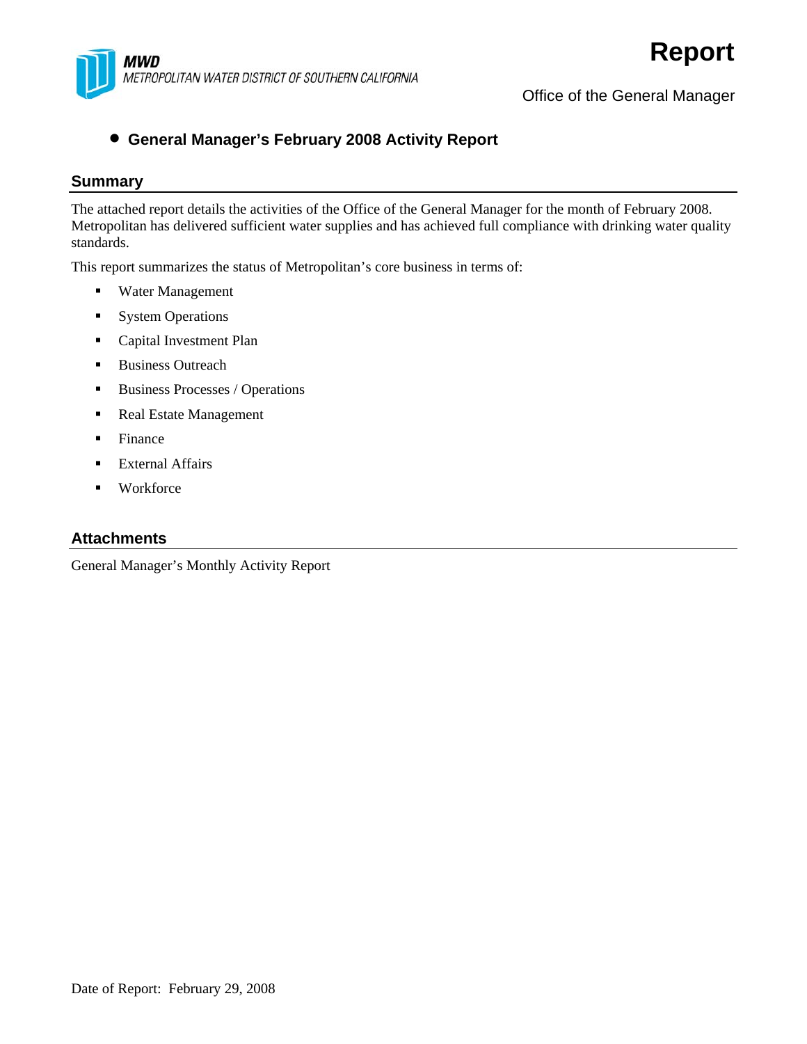MWD
METROPOLITAN WATER DISTRICT OF SOUTHERN CALIFORNIA

# Report

Office of the General Manager

- **General Manager's February 2008 Activity Report**

## Summary

The attached report details the activities of the Office of the General Manager for the month of February 2008. Metropolitan has delivered sufficient water supplies and has achieved full compliance with drinking water quality standards.

This report summarizes the status of Metropolitan's core business in terms of:

- Water Management
- System Operations
- Capital Investment Plan
- Business Outreach
- Business Processes / Operations
- Real Estate Management
- Finance
- External Affairs
- Workforce

## Attachments

General Manager's Monthly Activity Report

Date of Report: February 29, 2008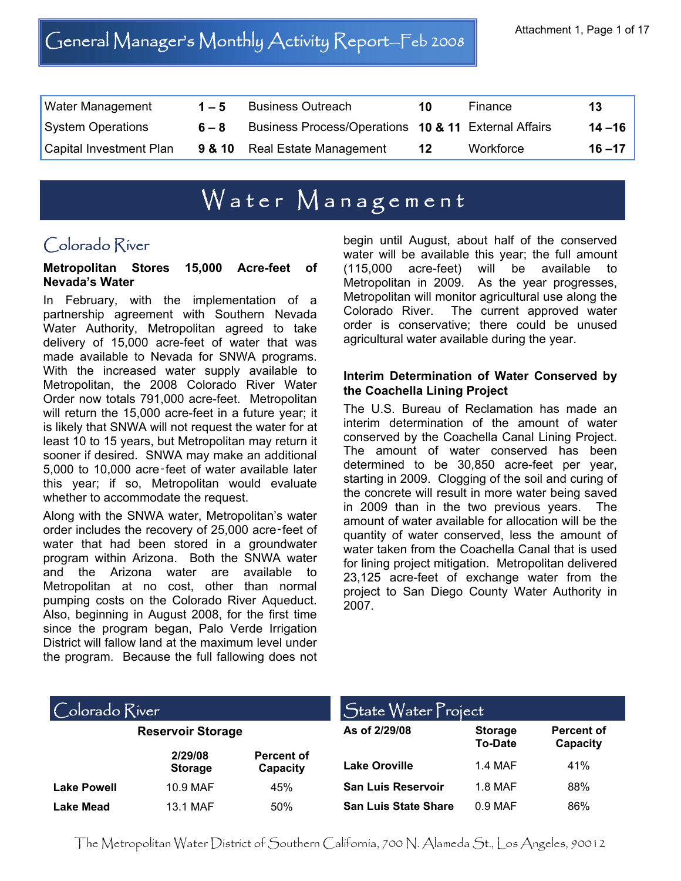# General Manager's Monthly Activity Report—Feb 2008

Attachment 1, Page 1 of 17

| Water Management | 1 – 5 | Business Outreach | 10 | Finance | 13 |
|---|---|---|---|---|---|
| System Operations | 6 – 8 | Business Process/Operations | 10 & 11 | External Affairs | 14 –16 |
| Capital Investment Plan | 9 & 10 | Real Estate Management | 12 | Workforce | 16 –17 |

# Water Management

## Colorado River

**Metropolitan Stores 15,000 Acre-feet of Nevada's Water**

In February, with the implementation of a partnership agreement with Southern Nevada Water Authority, Metropolitan agreed to take delivery of 15,000 acre-feet of water that was made available to Nevada for SNWA programs. With the increased water supply available to Metropolitan, the 2008 Colorado River Water Order now totals 791,000 acre-feet. Metropolitan will return the 15,000 acre-feet in a future year; it is likely that SNWA will not request the water for at least 10 to 15 years, but Metropolitan may return it sooner if desired. SNWA may make an additional 5,000 to 10,000 acre-feet of water available later this year; if so, Metropolitan would evaluate whether to accommodate the request.

Along with the SNWA water, Metropolitan's water order includes the recovery of 25,000 acre-feet of water that had been stored in a groundwater program within Arizona. Both the SNWA water and the Arizona water are available to Metropolitan at no cost, other than normal pumping costs on the Colorado River Aqueduct. Also, beginning in August 2008, for the first time since the program began, Palo Verde Irrigation District will fallow land at the maximum level under the program. Because the full fallowing does not begin until August, about half of the conserved water will be available this year; the full amount (115,000 acre-feet) will be available to Metropolitan in 2009. As the year progresses, Metropolitan will monitor agricultural use along the Colorado River. The current approved water order is conservative; there could be unused agricultural water available during the year.

**Interim Determination of Water Conserved by the Coachella Lining Project**

The U.S. Bureau of Reclamation has made an interim determination of the amount of water conserved by the Coachella Canal Lining Project. The amount of water conserved has been determined to be 30,850 acre-feet per year, starting in 2009. Clogging of the soil and curing of the concrete will result in more water being saved in 2009 than in the two previous years. The amount of water available for allocation will be the quantity of water conserved, less the amount of water taken from the Coachella Canal that is used for lining project mitigation. Metropolitan delivered 23,125 acre-feet of exchange water from the project to San Diego County Water Authority in 2007.

## Colorado River

**Reservoir Storage**

| | 2/29/08 Storage | Percent of Capacity |
|---|---|---|
| **Lake Powell** | 10.9 MAF | 45% |
| **Lake Mead** | 13.1 MAF | 50% |

## State Water Project

| As of 2/29/08 | Storage To-Date | Percent of Capacity |
|---|---|---|
| **Lake Oroville** | 1.4 MAF | 41% |
| **San Luis Reservoir** | 1.8 MAF | 88% |
| **San Luis State Share** | 0.9 MAF | 86% |

The Metropolitan Water District of Southern California, 700 N. Alameda St., Los Angeles, 90012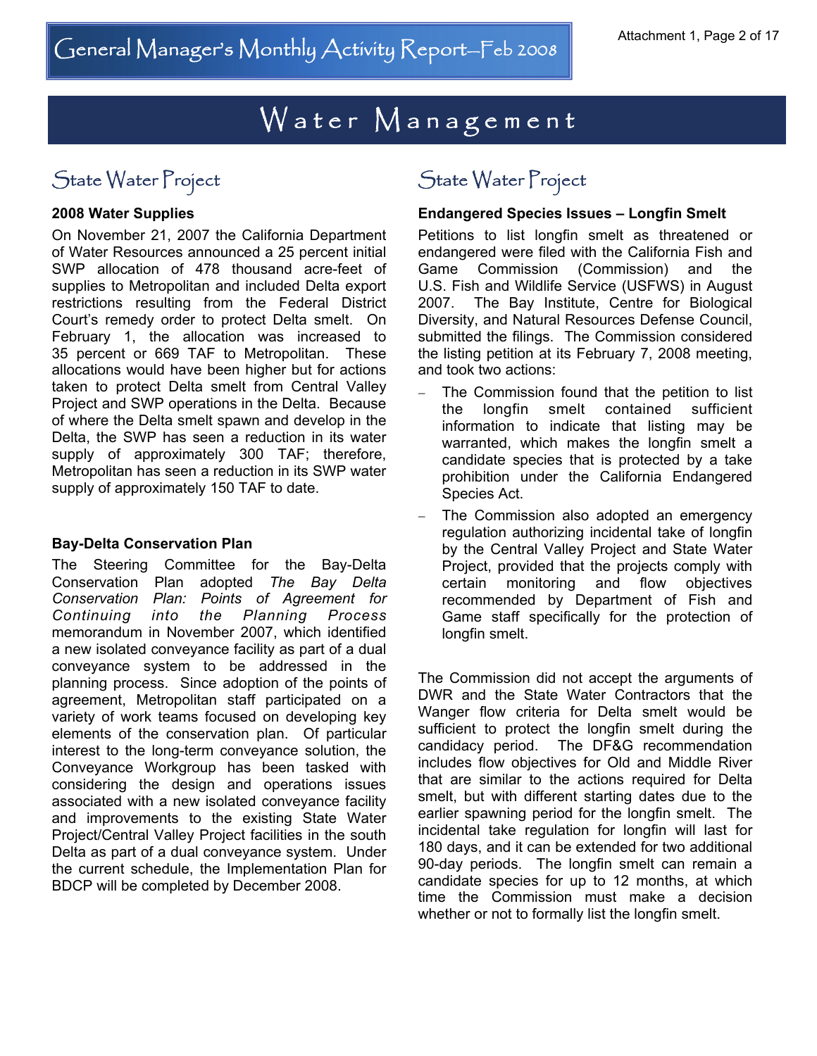# Water Management

## State Water Project

### 2008 Water Supplies

On November 21, 2007 the California Department of Water Resources announced a 25 percent initial SWP allocation of 478 thousand acre-feet of supplies to Metropolitan and included Delta export restrictions resulting from the Federal District Court's remedy order to protect Delta smelt. On February 1, the allocation was increased to 35 percent or 669 TAF to Metropolitan. These allocations would have been higher but for actions taken to protect Delta smelt from Central Valley Project and SWP operations in the Delta. Because of where the Delta smelt spawn and develop in the Delta, the SWP has seen a reduction in its water supply of approximately 300 TAF; therefore, Metropolitan has seen a reduction in its SWP water supply of approximately 150 TAF to date.

### Bay-Delta Conservation Plan

The Steering Committee for the Bay-Delta Conservation Plan adopted *The Bay Delta Conservation Plan: Points of Agreement for Continuing into the Planning Process* memorandum in November 2007, which identified a new isolated conveyance facility as part of a dual conveyance system to be addressed in the planning process. Since adoption of the points of agreement, Metropolitan staff participated on a variety of work teams focused on developing key elements of the conservation plan. Of particular interest to the long-term conveyance solution, the Conveyance Workgroup has been tasked with considering the design and operations issues associated with a new isolated conveyance facility and improvements to the existing State Water Project/Central Valley Project facilities in the south Delta as part of a dual conveyance system. Under the current schedule, the Implementation Plan for BDCP will be completed by December 2008.

## State Water Project

### Endangered Species Issues – Longfin Smelt

Petitions to list longfin smelt as threatened or endangered were filed with the California Fish and Game Commission (Commission) and the U.S. Fish and Wildlife Service (USFWS) in August 2007. The Bay Institute, Centre for Biological Diversity, and Natural Resources Defense Council, submitted the filings. The Commission considered the listing petition at its February 7, 2008 meeting, and took two actions:

- The Commission found that the petition to list the longfin smelt contained sufficient information to indicate that listing may be warranted, which makes the longfin smelt a candidate species that is protected by a take prohibition under the California Endangered Species Act.
- The Commission also adopted an emergency regulation authorizing incidental take of longfin by the Central Valley Project and State Water Project, provided that the projects comply with certain monitoring and flow objectives recommended by Department of Fish and Game staff specifically for the protection of longfin smelt.

The Commission did not accept the arguments of DWR and the State Water Contractors that the Wanger flow criteria for Delta smelt would be sufficient to protect the longfin smelt during the candidacy period. The DF&G recommendation includes flow objectives for Old and Middle River that are similar to the actions required for Delta smelt, but with different starting dates due to the earlier spawning period for the longfin smelt. The incidental take regulation for longfin will last for 180 days, and it can be extended for two additional 90-day periods. The longfin smelt can remain a candidate species for up to 12 months, at which time the Commission must make a decision whether or not to formally list the longfin smelt.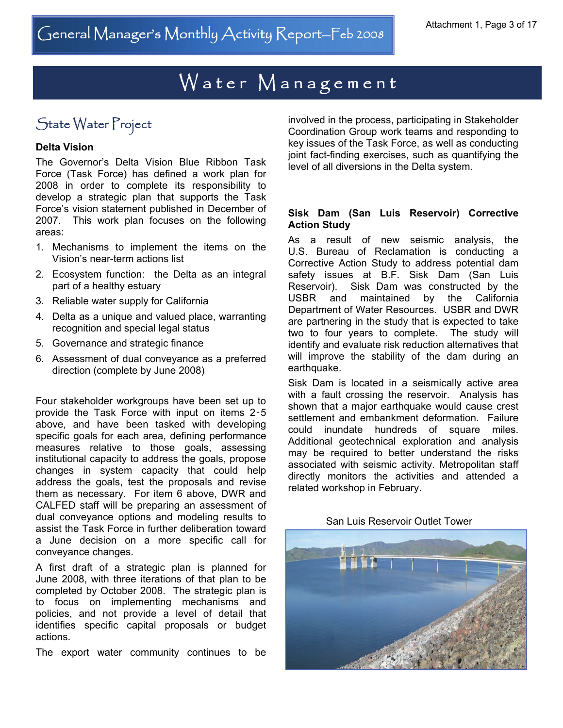# Water Management

## State Water Project

### Delta Vision

The Governor's Delta Vision Blue Ribbon Task Force (Task Force) has defined a work plan for 2008 in order to complete its responsibility to develop a strategic plan that supports the Task Force's vision statement published in December of 2007. This work plan focuses on the following areas:

1. Mechanisms to implement the items on the Vision's near-term actions list
2. Ecosystem function: the Delta as an integral part of a healthy estuary
3. Reliable water supply for California
4. Delta as a unique and valued place, warranting recognition and special legal status
5. Governance and strategic finance
6. Assessment of dual conveyance as a preferred direction (complete by June 2008)

Four stakeholder workgroups have been set up to provide the Task Force with input on items 2-5 above, and have been tasked with developing specific goals for each area, defining performance measures relative to those goals, assessing institutional capacity to address the goals, propose changes in system capacity that could help address the goals, test the proposals and revise them as necessary. For item 6 above, DWR and CALFED staff will be preparing an assessment of dual conveyance options and modeling results to assist the Task Force in further deliberation toward a June decision on a more specific call for conveyance changes.

A first draft of a strategic plan is planned for June 2008, with three iterations of that plan to be completed by October 2008. The strategic plan is to focus on implementing mechanisms and policies, and not provide a level of detail that identifies specific capital proposals or budget actions.

The export water community continues to be involved in the process, participating in Stakeholder Coordination Group work teams and responding to key issues of the Task Force, as well as conducting joint fact-finding exercises, such as quantifying the level of all diversions in the Delta system.

### Sisk Dam (San Luis Reservoir) Corrective Action Study

As a result of new seismic analysis, the U.S. Bureau of Reclamation is conducting a Corrective Action Study to address potential dam safety issues at B.F. Sisk Dam (San Luis Reservoir). Sisk Dam was constructed by the USBR and maintained by the California Department of Water Resources. USBR and DWR are partnering in the study that is expected to take two to four years to complete. The study will identify and evaluate risk reduction alternatives that will improve the stability of the dam during an earthquake.

Sisk Dam is located in a seismically active area with a fault crossing the reservoir. Analysis has shown that a major earthquake would cause crest settlement and embankment deformation. Failure could inundate hundreds of square miles. Additional geotechnical exploration and analysis may be required to better understand the risks associated with seismic activity. Metropolitan staff directly monitors the activities and attended a related workshop in February.

San Luis Reservoir Outlet Tower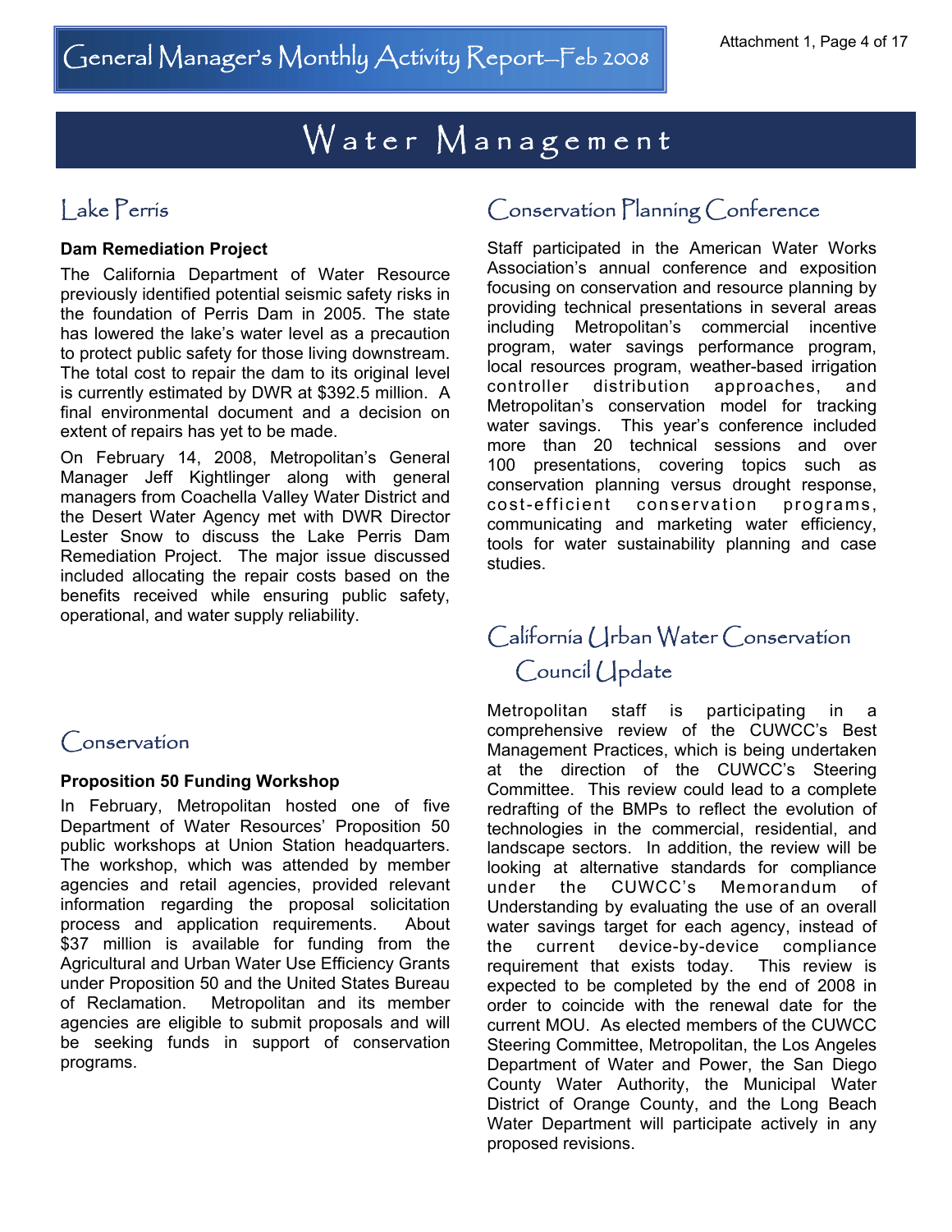# Water Management

## Lake Perris

**Dam Remediation Project**

The California Department of Water Resource previously identified potential seismic safety risks in the foundation of Perris Dam in 2005. The state has lowered the lake's water level as a precaution to protect public safety for those living downstream. The total cost to repair the dam to its original level is currently estimated by DWR at $392.5 million. A final environmental document and a decision on extent of repairs has yet to be made.

On February 14, 2008, Metropolitan's General Manager Jeff Kightlinger along with general managers from Coachella Valley Water District and the Desert Water Agency met with DWR Director Lester Snow to discuss the Lake Perris Dam Remediation Project. The major issue discussed included allocating the repair costs based on the benefits received while ensuring public safety, operational, and water supply reliability.

## Conservation

**Proposition 50 Funding Workshop**

In February, Metropolitan hosted one of five Department of Water Resources' Proposition 50 public workshops at Union Station headquarters. The workshop, which was attended by member agencies and retail agencies, provided relevant information regarding the proposal solicitation process and application requirements. About $37 million is available for funding from the Agricultural and Urban Water Use Efficiency Grants under Proposition 50 and the United States Bureau of Reclamation. Metropolitan and its member agencies are eligible to submit proposals and will be seeking funds in support of conservation programs.

## Conservation Planning Conference

Staff participated in the American Water Works Association's annual conference and exposition focusing on conservation and resource planning by providing technical presentations in several areas including Metropolitan's commercial incentive program, water savings performance program, local resources program, weather-based irrigation controller distribution approaches, and Metropolitan's conservation model for tracking water savings. This year's conference included more than 20 technical sessions and over 100 presentations, covering topics such as conservation planning versus drought response, cost-efficient conservation programs, communicating and marketing water efficiency, tools for water sustainability planning and case studies.

## California Urban Water Conservation Council Update

Metropolitan staff is participating in a comprehensive review of the CUWCC's Best Management Practices, which is being undertaken at the direction of the CUWCC's Steering Committee. This review could lead to a complete redrafting of the BMPs to reflect the evolution of technologies in the commercial, residential, and landscape sectors. In addition, the review will be looking at alternative standards for compliance under the CUWCC's Memorandum of Understanding by evaluating the use of an overall water savings target for each agency, instead of the current device-by-device compliance requirement that exists today. This review is expected to be completed by the end of 2008 in order to coincide with the renewal date for the current MOU. As elected members of the CUWCC Steering Committee, Metropolitan, the Los Angeles Department of Water and Power, the San Diego County Water Authority, the Municipal Water District of Orange County, and the Long Beach Water Department will participate actively in any proposed revisions.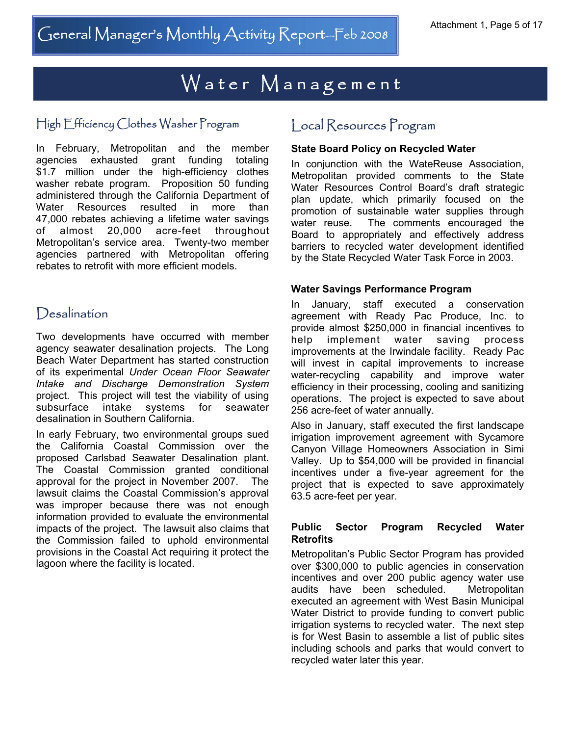# Water Management

## High Efficiency Clothes Washer Program

In February, Metropolitan and the member agencies exhausted grant funding totaling $1.7 million under the high-efficiency clothes washer rebate program. Proposition 50 funding administered through the California Department of Water Resources resulted in more than 47,000 rebates achieving a lifetime water savings of almost 20,000 acre-feet throughout Metropolitan's service area. Twenty-two member agencies partnered with Metropolitan offering rebates to retrofit with more efficient models.

## Desalination

Two developments have occurred with member agency seawater desalination projects. The Long Beach Water Department has started construction of its experimental *Under Ocean Floor Seawater Intake and Discharge Demonstration System* project. This project will test the viability of using subsurface intake systems for seawater desalination in Southern California.

In early February, two environmental groups sued the California Coastal Commission over the proposed Carlsbad Seawater Desalination plant. The Coastal Commission granted conditional approval for the project in November 2007. The lawsuit claims the Coastal Commission's approval was improper because there was not enough information provided to evaluate the environmental impacts of the project. The lawsuit also claims that the Commission failed to uphold environmental provisions in the Coastal Act requiring it protect the lagoon where the facility is located.

## Local Resources Program

**State Board Policy on Recycled Water**

In conjunction with the WateReuse Association, Metropolitan provided comments to the State Water Resources Control Board's draft strategic plan update, which primarily focused on the promotion of sustainable water supplies through water reuse. The comments encouraged the Board to appropriately and effectively address barriers to recycled water development identified by the State Recycled Water Task Force in 2003.

**Water Savings Performance Program**

In January, staff executed a conservation agreement with Ready Pac Produce, Inc. to provide almost $250,000 in financial incentives to help implement water saving process improvements at the Irwindale facility. Ready Pac will invest in capital improvements to increase water-recycling capability and improve water efficiency in their processing, cooling and sanitizing operations. The project is expected to save about 256 acre-feet of water annually.

Also in January, staff executed the first landscape irrigation improvement agreement with Sycamore Canyon Village Homeowners Association in Simi Valley. Up to $54,000 will be provided in financial incentives under a five-year agreement for the project that is expected to save approximately 63.5 acre-feet per year.

**Public Sector Program Recycled Water Retrofits**

Metropolitan's Public Sector Program has provided over $300,000 to public agencies in conservation incentives and over 200 public agency water use audits have been scheduled. Metropolitan executed an agreement with West Basin Municipal Water District to provide funding to convert public irrigation systems to recycled water. The next step is for West Basin to assemble a list of public sites including schools and parks that would convert to recycled water later this year.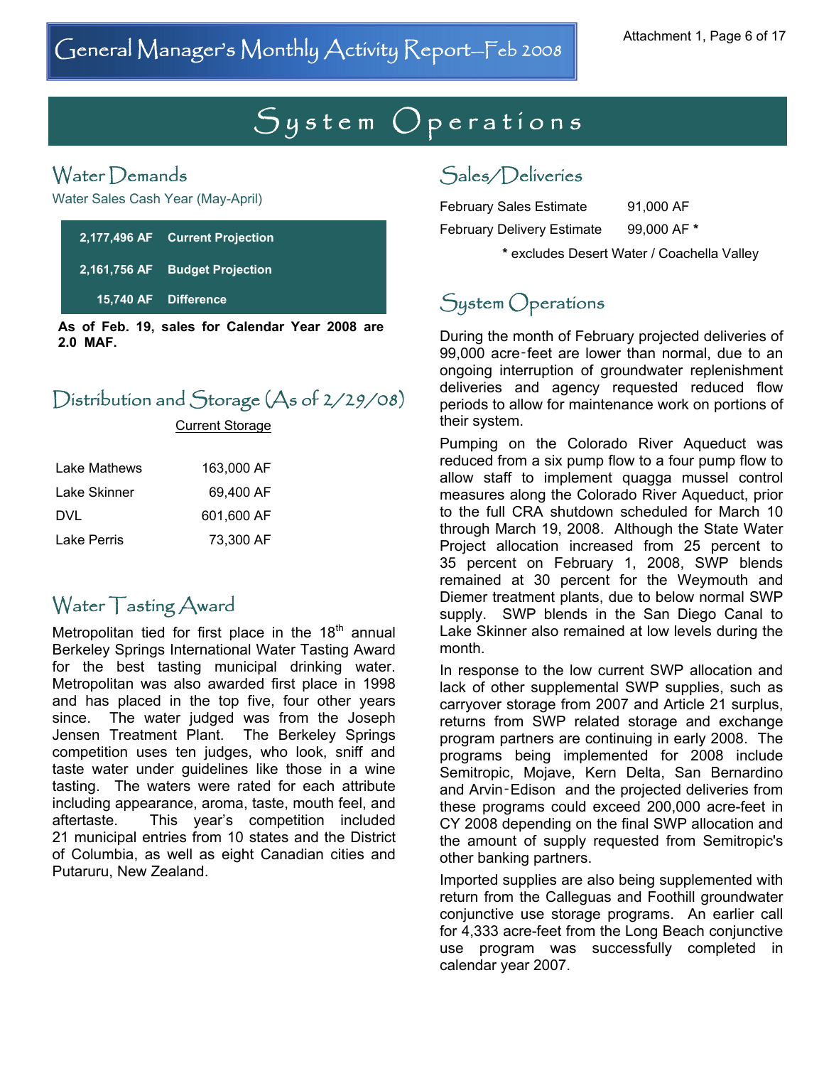# System Operations

## Water Demands

Water Sales Cash Year (May-April)

| | |
|---|---|
| **2,177,496 AF** | **Current Projection** |
| **2,161,756 AF** | **Budget Projection** |
| **15,740 AF** | **Difference** |

**As of Feb. 19, sales for Calendar Year 2008 are 2.0 MAF.**

## Distribution and Storage (As of 2/29/08)

| | Current Storage |
|---|---|
| Lake Mathews | 163,000 AF |
| Lake Skinner | 69,400 AF |
| DVL | 601,600 AF |
| Lake Perris | 73,300 AF |

## Water Tasting Award

Metropolitan tied for first place in the 18th annual Berkeley Springs International Water Tasting Award for the best tasting municipal drinking water. Metropolitan was also awarded first place in 1998 and has placed in the top five, four other years since. The water judged was from the Joseph Jensen Treatment Plant. The Berkeley Springs competition uses ten judges, who look, sniff and taste water under guidelines like those in a wine tasting. The waters were rated for each attribute including appearance, aroma, taste, mouth feel, and aftertaste. This year's competition included 21 municipal entries from 10 states and the District of Columbia, as well as eight Canadian cities and Putaruru, New Zealand.

## Sales/Deliveries

| | |
|---|---|
| February Sales Estimate | 91,000 AF |
| February Delivery Estimate | 99,000 AF * |

\* excludes Desert Water / Coachella Valley

## System Operations

During the month of February projected deliveries of 99,000 acre-feet are lower than normal, due to an ongoing interruption of groundwater replenishment deliveries and agency requested reduced flow periods to allow for maintenance work on portions of their system.

Pumping on the Colorado River Aqueduct was reduced from a six pump flow to a four pump flow to allow staff to implement quagga mussel control measures along the Colorado River Aqueduct, prior to the full CRA shutdown scheduled for March 10 through March 19, 2008. Although the State Water Project allocation increased from 25 percent to 35 percent on February 1, 2008, SWP blends remained at 30 percent for the Weymouth and Diemer treatment plants, due to below normal SWP supply. SWP blends in the San Diego Canal to Lake Skinner also remained at low levels during the month.

In response to the low current SWP allocation and lack of other supplemental SWP supplies, such as carryover storage from 2007 and Article 21 surplus, returns from SWP related storage and exchange program partners are continuing in early 2008. The programs being implemented for 2008 include Semitropic, Mojave, Kern Delta, San Bernardino and Arvin-Edison and the projected deliveries from these programs could exceed 200,000 acre-feet in CY 2008 depending on the final SWP allocation and the amount of supply requested from Semitropic's other banking partners.

Imported supplies are also being supplemented with return from the Calleguas and Foothill groundwater conjunctive use storage programs. An earlier call for 4,333 acre-feet from the Long Beach conjunctive use program was successfully completed in calendar year 2007.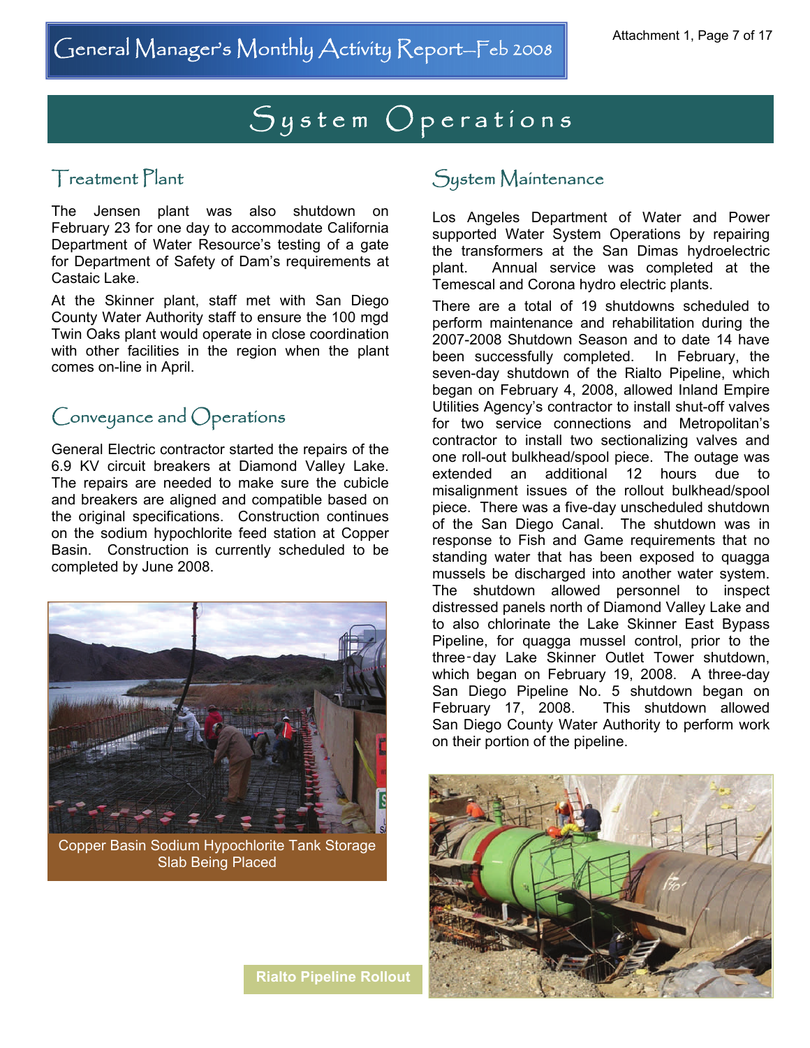# System Operations

## Treatment Plant

The Jensen plant was also shutdown on February 23 for one day to accommodate California Department of Water Resource's testing of a gate for Department of Safety of Dam's requirements at Castaic Lake.

At the Skinner plant, staff met with San Diego County Water Authority staff to ensure the 100 mgd Twin Oaks plant would operate in close coordination with other facilities in the region when the plant comes on-line in April.

## Conveyance and Operations

General Electric contractor started the repairs of the 6.9 KV circuit breakers at Diamond Valley Lake. The repairs are needed to make sure the cubicle and breakers are aligned and compatible based on the original specifications. Construction continues on the sodium hypochlorite feed station at Copper Basin. Construction is currently scheduled to be completed by June 2008.

Copper Basin Sodium Hypochlorite Tank Storage Slab Being Placed

## System Maintenance

Los Angeles Department of Water and Power supported Water System Operations by repairing the transformers at the San Dimas hydroelectric plant. Annual service was completed at the Temescal and Corona hydro electric plants.

There are a total of 19 shutdowns scheduled to perform maintenance and rehabilitation during the 2007-2008 Shutdown Season and to date 14 have been successfully completed. In February, the seven-day shutdown of the Rialto Pipeline, which began on February 4, 2008, allowed Inland Empire Utilities Agency's contractor to install shut-off valves for two service connections and Metropolitan's contractor to install two sectionalizing valves and one roll-out bulkhead/spool piece. The outage was extended an additional 12 hours due to misalignment issues of the rollout bulkhead/spool piece. There was a five-day unscheduled shutdown of the San Diego Canal. The shutdown was in response to Fish and Game requirements that no standing water that has been exposed to quagga mussels be discharged into another water system. The shutdown allowed personnel to inspect distressed panels north of Diamond Valley Lake and to also chlorinate the Lake Skinner East Bypass Pipeline, for quagga mussel control, prior to the three-day Lake Skinner Outlet Tower shutdown, which began on February 19, 2008. A three-day San Diego Pipeline No. 5 shutdown began on February 17, 2008. This shutdown allowed San Diego County Water Authority to perform work on their portion of the pipeline.

Rialto Pipeline Rollout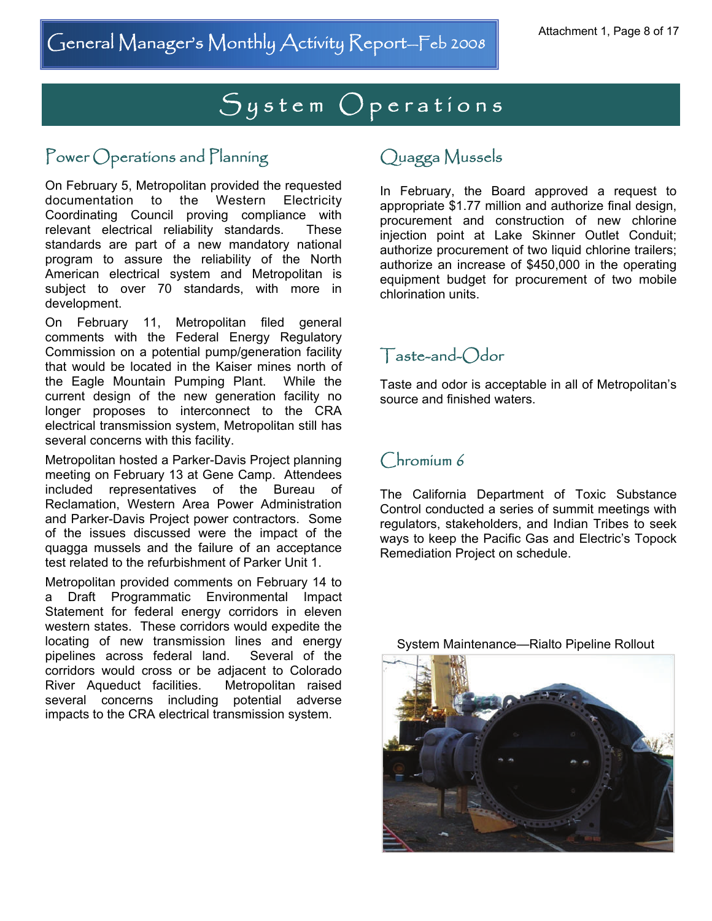# System Operations

## Power Operations and Planning

On February 5, Metropolitan provided the requested documentation to the Western Electricity Coordinating Council proving compliance with relevant electrical reliability standards. These standards are part of a new mandatory national program to assure the reliability of the North American electrical system and Metropolitan is subject to over 70 standards, with more in development.

On February 11, Metropolitan filed general comments with the Federal Energy Regulatory Commission on a potential pump/generation facility that would be located in the Kaiser mines north of the Eagle Mountain Pumping Plant. While the current design of the new generation facility no longer proposes to interconnect to the CRA electrical transmission system, Metropolitan still has several concerns with this facility.

Metropolitan hosted a Parker-Davis Project planning meeting on February 13 at Gene Camp. Attendees included representatives of the Bureau of Reclamation, Western Area Power Administration and Parker-Davis Project power contractors. Some of the issues discussed were the impact of the quagga mussels and the failure of an acceptance test related to the refurbishment of Parker Unit 1.

Metropolitan provided comments on February 14 to a Draft Programmatic Environmental Impact Statement for federal energy corridors in eleven western states. These corridors would expedite the locating of new transmission lines and energy pipelines across federal land. Several of the corridors would cross or be adjacent to Colorado River Aqueduct facilities. Metropolitan raised several concerns including potential adverse impacts to the CRA electrical transmission system.

## Quagga Mussels

In February, the Board approved a request to appropriate $1.77 million and authorize final design, procurement and construction of new chlorine injection point at Lake Skinner Outlet Conduit; authorize procurement of two liquid chlorine trailers; authorize an increase of $450,000 in the operating equipment budget for procurement of two mobile chlorination units.

## Taste-and-Odor

Taste and odor is acceptable in all of Metropolitan's source and finished waters.

## Chromium 6

The California Department of Toxic Substance Control conducted a series of summit meetings with regulators, stakeholders, and Indian Tribes to seek ways to keep the Pacific Gas and Electric's Topock Remediation Project on schedule.

System Maintenance—Rialto Pipeline Rollout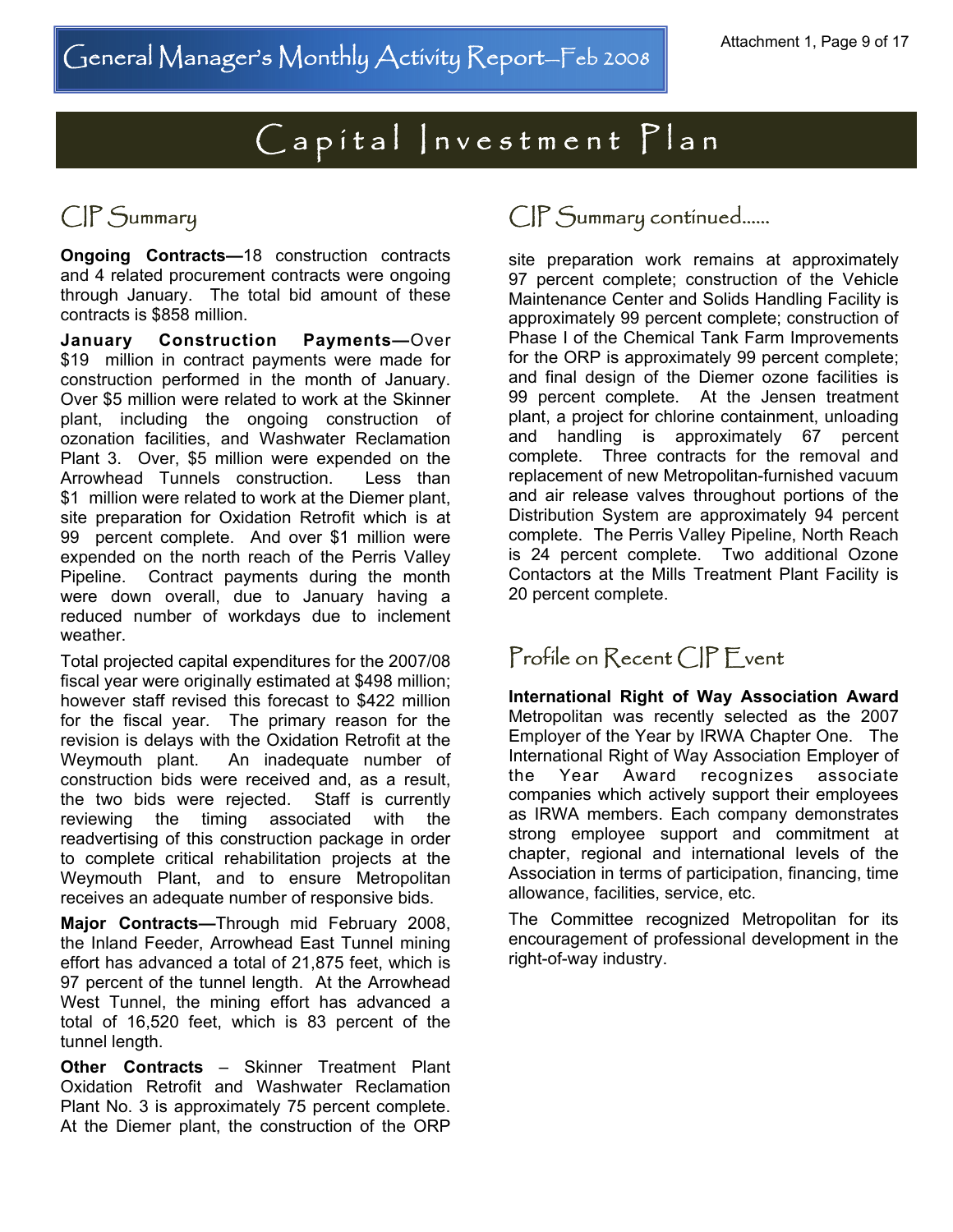# Capital Investment Plan

## CIP Summary

**Ongoing Contracts—**18 construction contracts and 4 related procurement contracts were ongoing through January. The total bid amount of these contracts is $858 million.

**January Construction Payments—**Over $19 million in contract payments were made for construction performed in the month of January. Over $5 million were related to work at the Skinner plant, including the ongoing construction of ozonation facilities, and Washwater Reclamation Plant 3. Over, $5 million were expended on the Arrowhead Tunnels construction. Less than $1 million were related to work at the Diemer plant, site preparation for Oxidation Retrofit which is at 99 percent complete. And over $1 million were expended on the north reach of the Perris Valley Pipeline. Contract payments during the month were down overall, due to January having a reduced number of workdays due to inclement weather.

Total projected capital expenditures for the 2007/08 fiscal year were originally estimated at $498 million; however staff revised this forecast to $422 million for the fiscal year. The primary reason for the revision is delays with the Oxidation Retrofit at the Weymouth plant. An inadequate number of construction bids were received and, as a result, the two bids were rejected. Staff is currently reviewing the timing associated with the readvertising of this construction package in order to complete critical rehabilitation projects at the Weymouth Plant, and to ensure Metropolitan receives an adequate number of responsive bids.

**Major Contracts—**Through mid February 2008, the Inland Feeder, Arrowhead East Tunnel mining effort has advanced a total of 21,875 feet, which is 97 percent of the tunnel length. At the Arrowhead West Tunnel, the mining effort has advanced a total of 16,520 feet, which is 83 percent of the tunnel length.

**Other Contracts** – Skinner Treatment Plant Oxidation Retrofit and Washwater Reclamation Plant No. 3 is approximately 75 percent complete. At the Diemer plant, the construction of the ORP

## CIP Summary continued……

site preparation work remains at approximately 97 percent complete; construction of the Vehicle Maintenance Center and Solids Handling Facility is approximately 99 percent complete; construction of Phase I of the Chemical Tank Farm Improvements for the ORP is approximately 99 percent complete; and final design of the Diemer ozone facilities is 99 percent complete. At the Jensen treatment plant, a project for chlorine containment, unloading and handling is approximately 67 percent complete. Three contracts for the removal and replacement of new Metropolitan-furnished vacuum and air release valves throughout portions of the Distribution System are approximately 94 percent complete. The Perris Valley Pipeline, North Reach is 24 percent complete. Two additional Ozone Contactors at the Mills Treatment Plant Facility is 20 percent complete.

## Profile on Recent CIP Event

**International Right of Way Association Award**
Metropolitan was recently selected as the 2007 Employer of the Year by IRWA Chapter One. The International Right of Way Association Employer of the Year Award recognizes associate companies which actively support their employees as IRWA members. Each company demonstrates strong employee support and commitment at chapter, regional and international levels of the Association in terms of participation, financing, time allowance, facilities, service, etc.

The Committee recognized Metropolitan for its encouragement of professional development in the right-of-way industry.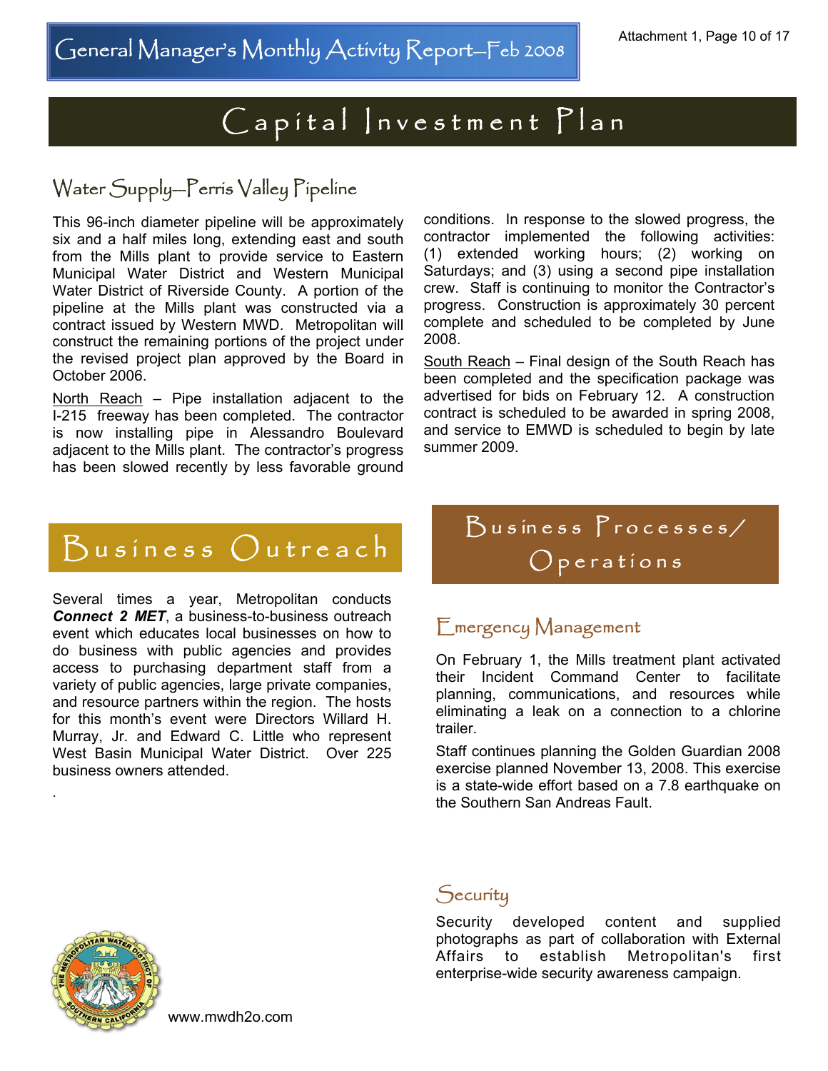# Capital Investment Plan

## Water Supply—Perris Valley Pipeline

This 96-inch diameter pipeline will be approximately six and a half miles long, extending east and south from the Mills plant to provide service to Eastern Municipal Water District and Western Municipal Water District of Riverside County. A portion of the pipeline at the Mills plant was constructed via a contract issued by Western MWD. Metropolitan will construct the remaining portions of the project under the revised project plan approved by the Board in October 2006.

North Reach – Pipe installation adjacent to the I-215 freeway has been completed. The contractor is now installing pipe in Alessandro Boulevard adjacent to the Mills plant. The contractor's progress has been slowed recently by less favorable ground conditions. In response to the slowed progress, the contractor implemented the following activities: (1) extended working hours; (2) working on Saturdays; and (3) using a second pipe installation crew. Staff is continuing to monitor the Contractor's progress. Construction is approximately 30 percent complete and scheduled to be completed by June 2008.

South Reach – Final design of the South Reach has been completed and the specification package was advertised for bids on February 12. A construction contract is scheduled to be awarded in spring 2008, and service to EMWD is scheduled to begin by late summer 2009.

# Business Outreach

Several times a year, Metropolitan conducts ***Connect 2 MET***, a business-to-business outreach event which educates local businesses on how to do business with public agencies and provides access to purchasing department staff from a variety of public agencies, large private companies, and resource partners within the region. The hosts for this month's event were Directors Willard H. Murray, Jr. and Edward C. Little who represent West Basin Municipal Water District. Over 225 business owners attended.

# Business Processes/ Operations

## Emergency Management

On February 1, the Mills treatment plant activated their Incident Command Center to facilitate planning, communications, and resources while eliminating a leak on a connection to a chlorine trailer.

Staff continues planning the Golden Guardian 2008 exercise planned November 13, 2008. This exercise is a state-wide effort based on a 7.8 earthquake on the Southern San Andreas Fault.

## Security

Security developed content and supplied photographs as part of collaboration with External Affairs to establish Metropolitan's first enterprise-wide security awareness campaign.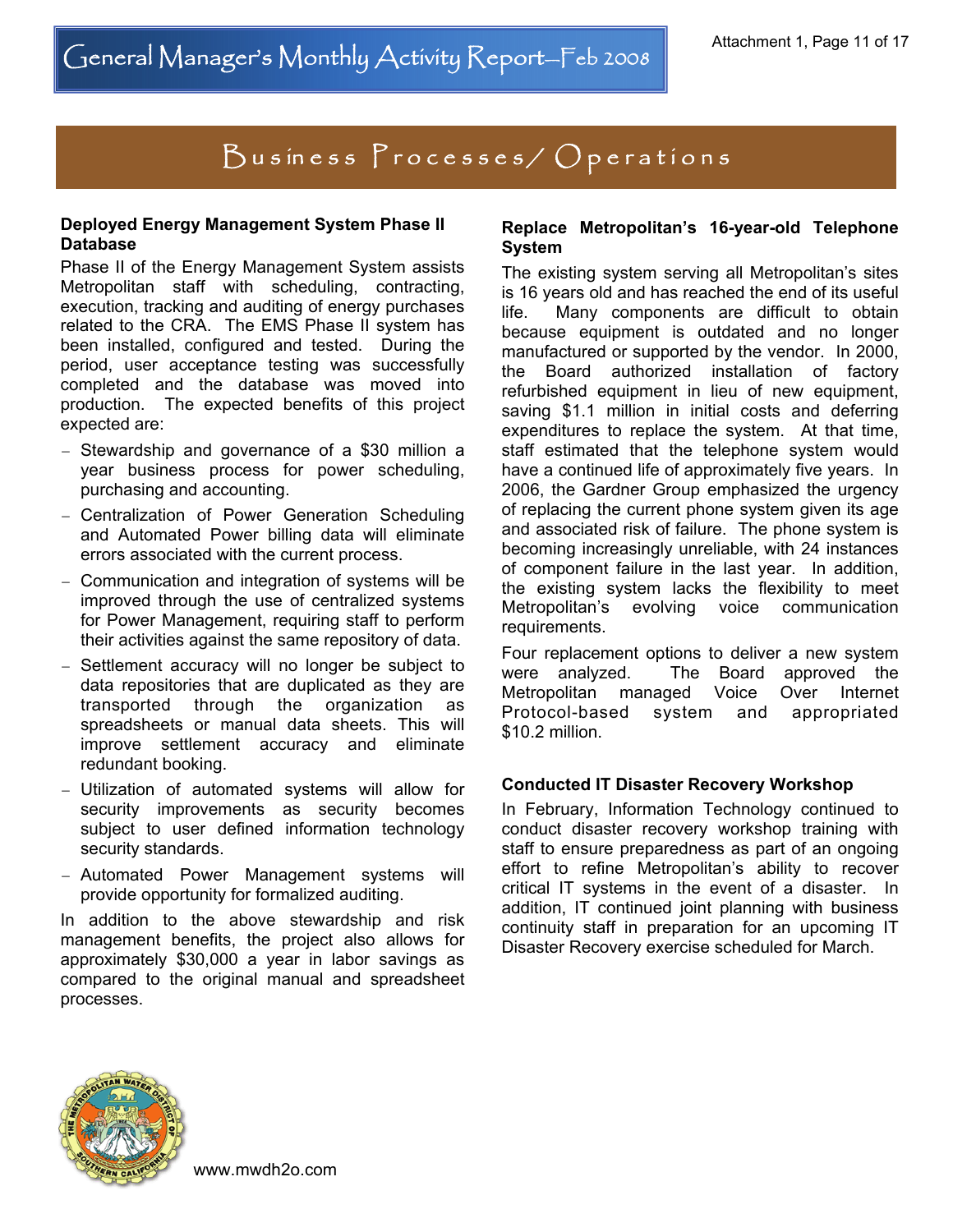## Business Processes/Operations

### Deployed Energy Management System Phase II Database

Phase II of the Energy Management System assists Metropolitan staff with scheduling, contracting, execution, tracking and auditing of energy purchases related to the CRA. The EMS Phase II system has been installed, configured and tested. During the period, user acceptance testing was successfully completed and the database was moved into production. The expected benefits of this project expected are:

- Stewardship and governance of a $30 million a year business process for power scheduling, purchasing and accounting.
- Centralization of Power Generation Scheduling and Automated Power billing data will eliminate errors associated with the current process.
- Communication and integration of systems will be improved through the use of centralized systems for Power Management, requiring staff to perform their activities against the same repository of data.
- Settlement accuracy will no longer be subject to data repositories that are duplicated as they are transported through the organization as spreadsheets or manual data sheets. This will improve settlement accuracy and eliminate redundant booking.
- Utilization of automated systems will allow for security improvements as security becomes subject to user defined information technology security standards.
- Automated Power Management systems will provide opportunity for formalized auditing.

In addition to the above stewardship and risk management benefits, the project also allows for approximately $30,000 a year in labor savings as compared to the original manual and spreadsheet processes.

### Replace Metropolitan's 16-year-old Telephone System

The existing system serving all Metropolitan's sites is 16 years old and has reached the end of its useful life. Many components are difficult to obtain because equipment is outdated and no longer manufactured or supported by the vendor. In 2000, the Board authorized installation of factory refurbished equipment in lieu of new equipment, saving $1.1 million in initial costs and deferring expenditures to replace the system. At that time, staff estimated that the telephone system would have a continued life of approximately five years. In 2006, the Gardner Group emphasized the urgency of replacing the current phone system given its age and associated risk of failure. The phone system is becoming increasingly unreliable, with 24 instances of component failure in the last year. In addition, the existing system lacks the flexibility to meet Metropolitan's evolving voice communication requirements.

Four replacement options to deliver a new system were analyzed. The Board approved the Metropolitan managed Voice Over Internet Protocol-based system and appropriated $10.2 million.

### Conducted IT Disaster Recovery Workshop

In February, Information Technology continued to conduct disaster recovery workshop training with staff to ensure preparedness as part of an ongoing effort to refine Metropolitan's ability to recover critical IT systems in the event of a disaster. In addition, IT continued joint planning with business continuity staff in preparation for an upcoming IT Disaster Recovery exercise scheduled for March.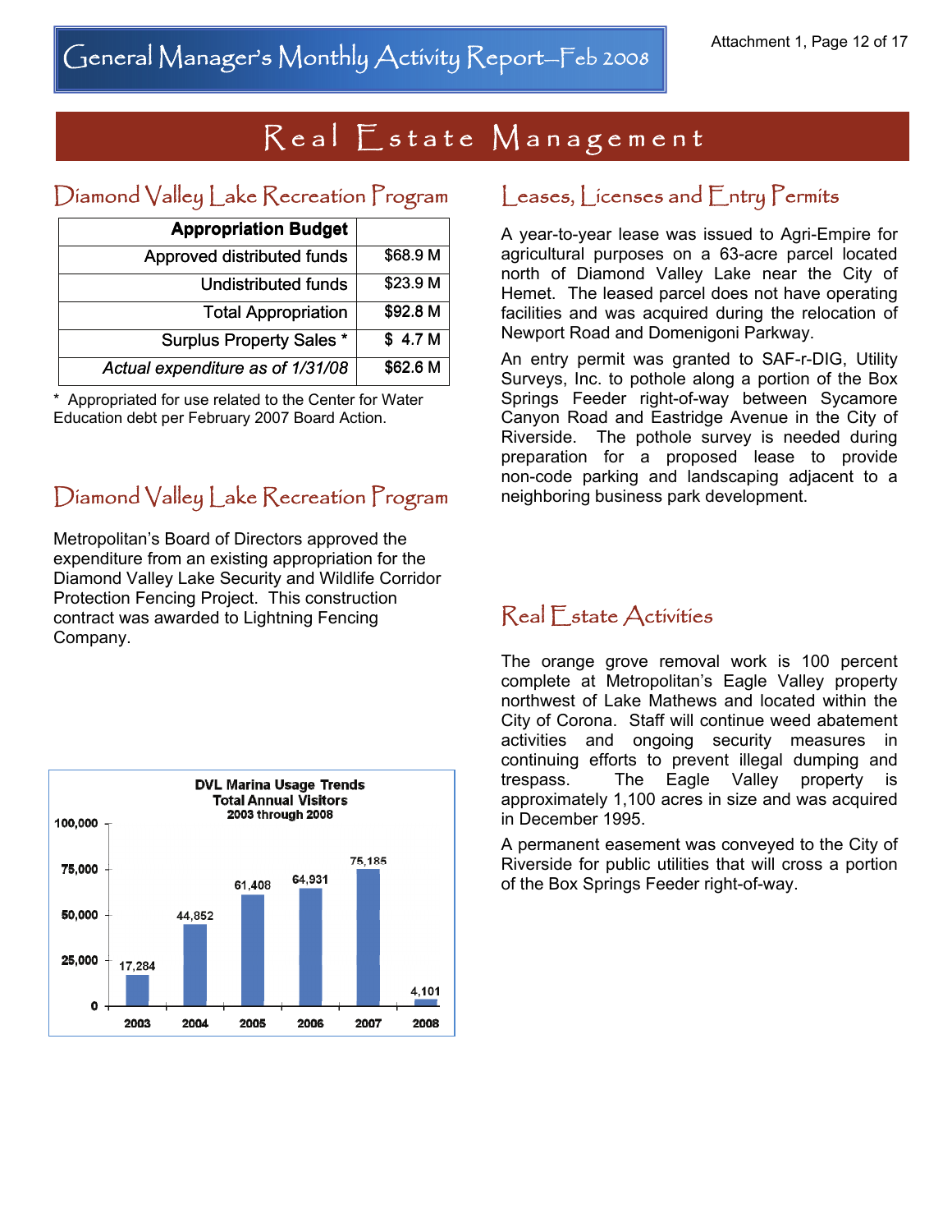# Real Estate Management

## Diamond Valley Lake Recreation Program

| Appropriation Budget | |
|---|---|
| Approved distributed funds | $68.9 M |
| Undistributed funds | $23.9 M |
| Total Appropriation | $92.8 M |
| Surplus Property Sales * | $ 4.7 M |
| *Actual expenditure as of 1/31/08* | $62.6 M |

* Appropriated for use related to the Center for Water Education debt per February 2007 Board Action.

## Diamond Valley Lake Recreation Program

Metropolitan's Board of Directors approved the expenditure from an existing appropriation for the Diamond Valley Lake Security and Wildlife Corridor Protection Fencing Project. This construction contract was awarded to Lightning Fencing Company.

**DVL Marina Usage Trends**
**Total Annual Visitors**
**2003 through 2008**

| Year | Total Annual Visitors |
|---|---|
| 2003 | 17,284 |
| 2004 | 44,852 |
| 2005 | 61,408 |
| 2006 | 64,931 |
| 2007 | 75,185 |
| 2008 | 4,101 |

## Leases, Licenses and Entry Permits

A year-to-year lease was issued to Agri-Empire for agricultural purposes on a 63-acre parcel located north of Diamond Valley Lake near the City of Hemet. The leased parcel does not have operating facilities and was acquired during the relocation of Newport Road and Domenigoni Parkway.

An entry permit was granted to SAF-r-DIG, Utility Surveys, Inc. to pothole along a portion of the Box Springs Feeder right-of-way between Sycamore Canyon Road and Eastridge Avenue in the City of Riverside. The pothole survey is needed during preparation for a proposed lease to provide non-code parking and landscaping adjacent to a neighboring business park development.

## Real Estate Activities

The orange grove removal work is 100 percent complete at Metropolitan's Eagle Valley property northwest of Lake Mathews and located within the City of Corona. Staff will continue weed abatement activities and ongoing security measures in continuing efforts to prevent illegal dumping and trespass. The Eagle Valley property is approximately 1,100 acres in size and was acquired in December 1995.

A permanent easement was conveyed to the City of Riverside for public utilities that will cross a portion of the Box Springs Feeder right-of-way.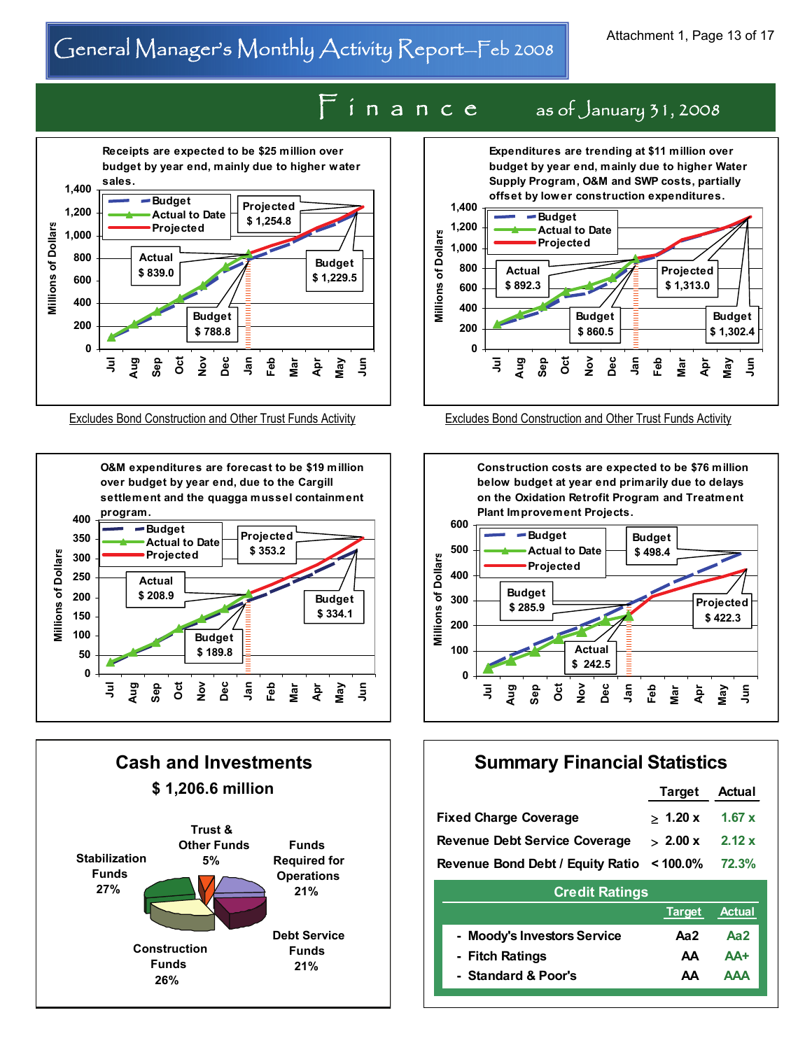# General Manager's Monthly Activity Report—Feb 2008

Attachment 1, Page 13 of 17

## Finance as of January 31, 2008

Receipts are expected to be $25 million over budget by year end, mainly due to higher water sales.

- Actual: $ 839.0
- Budget: $ 788.8
- Projected: $ 1,254.8
- Budget: $ 1,229.5

Excludes Bond Construction and Other Trust Funds Activity

Expenditures are trending at $11 million over budget by year end, mainly due to higher Water Supply Program, O&M and SWP costs, partially offset by lower construction expenditures.

- Actual: $ 892.3
- Budget: $ 860.5
- Projected: $ 1,313.0
- Budget: $ 1,302.4

Excludes Bond Construction and Other Trust Funds Activity

O&M expenditures are forecast to be $19 million over budget by year end, due to the Cargill settlement and the quagga mussel containment program.

- Actual: $ 208.9
- Budget: $ 189.8
- Projected: $ 353.2
- Budget: $ 334.1

Construction costs are expected to be $76 million below budget at year end primarily due to delays on the Oxidation Retrofit Program and Treatment Plant Improvement Projects.

- Budget: $ 285.9
- Actual: $ 242.5
- Budget: $ 498.4
- Projected: $ 422.3

## Cash and Investments

**$ 1,206.6 million**

- Stabilization Funds: 27%
- Trust & Other Funds: 5%
- Funds Required for Operations: 21%
- Debt Service Funds: 21%
- Construction Funds: 26%

## Summary Financial Statistics

| | Target | Actual |
|---|---|---|
| Fixed Charge Coverage | ≥ 1.20 x | 1.67 x |
| Revenue Debt Service Coverage | > 2.00 x | 2.12 x |
| Revenue Bond Debt / Equity Ratio | < 100.0% | 72.3% |

### Credit Ratings

| | Target | Actual |
|---|---|---|
| - Moody's Investors Service | Aa2 | Aa2 |
| - Fitch Ratings | AA | AA+ |
| - Standard & Poor's | AA | AAA |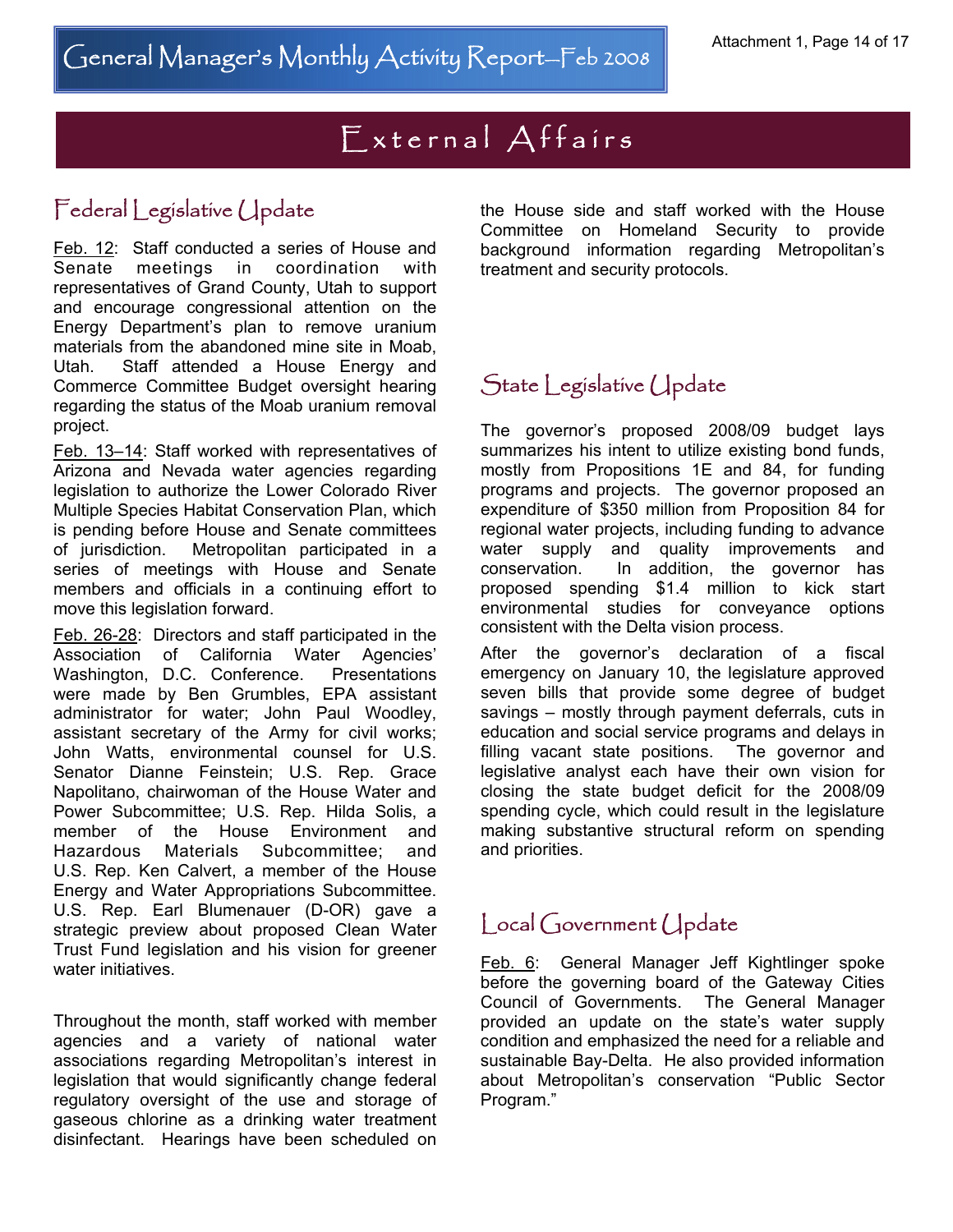# General Manager's Monthly Activity Report—Feb 2008

# External Affairs

## Federal Legislative Update

Feb. 12: Staff conducted a series of House and Senate meetings in coordination with representatives of Grand County, Utah to support and encourage congressional attention on the Energy Department's plan to remove uranium materials from the abandoned mine site in Moab, Utah. Staff attended a House Energy and Commerce Committee Budget oversight hearing regarding the status of the Moab uranium removal project.

Feb. 13–14: Staff worked with representatives of Arizona and Nevada water agencies regarding legislation to authorize the Lower Colorado River Multiple Species Habitat Conservation Plan, which is pending before House and Senate committees of jurisdiction. Metropolitan participated in a series of meetings with House and Senate members and officials in a continuing effort to move this legislation forward.

Feb. 26-28: Directors and staff participated in the Association of California Water Agencies' Washington, D.C. Conference. Presentations were made by Ben Grumbles, EPA assistant administrator for water; John Paul Woodley, assistant secretary of the Army for civil works; John Watts, environmental counsel for U.S. Senator Dianne Feinstein; U.S. Rep. Grace Napolitano, chairwoman of the House Water and Power Subcommittee; U.S. Rep. Hilda Solis, a member of the House Environment and Hazardous Materials Subcommittee; and U.S. Rep. Ken Calvert, a member of the House Energy and Water Appropriations Subcommittee. U.S. Rep. Earl Blumenauer (D-OR) gave a strategic preview about proposed Clean Water Trust Fund legislation and his vision for greener water initiatives.

Throughout the month, staff worked with member agencies and a variety of national water associations regarding Metropolitan's interest in legislation that would significantly change federal regulatory oversight of the use and storage of gaseous chlorine as a drinking water treatment disinfectant. Hearings have been scheduled on the House side and staff worked with the House Committee on Homeland Security to provide background information regarding Metropolitan's treatment and security protocols.

## State Legislative Update

The governor's proposed 2008/09 budget lays summarizes his intent to utilize existing bond funds, mostly from Propositions 1E and 84, for funding programs and projects. The governor proposed an expenditure of $350 million from Proposition 84 for regional water projects, including funding to advance water supply and quality improvements and conservation. In addition, the governor has proposed spending $1.4 million to kick start environmental studies for conveyance options consistent with the Delta vision process.

After the governor's declaration of a fiscal emergency on January 10, the legislature approved seven bills that provide some degree of budget savings – mostly through payment deferrals, cuts in education and social service programs and delays in filling vacant state positions. The governor and legislative analyst each have their own vision for closing the state budget deficit for the 2008/09 spending cycle, which could result in the legislature making substantive structural reform on spending and priorities.

## Local Government Update

Feb. 6: General Manager Jeff Kightlinger spoke before the governing board of the Gateway Cities Council of Governments. The General Manager provided an update on the state's water supply condition and emphasized the need for a reliable and sustainable Bay-Delta. He also provided information about Metropolitan's conservation "Public Sector Program."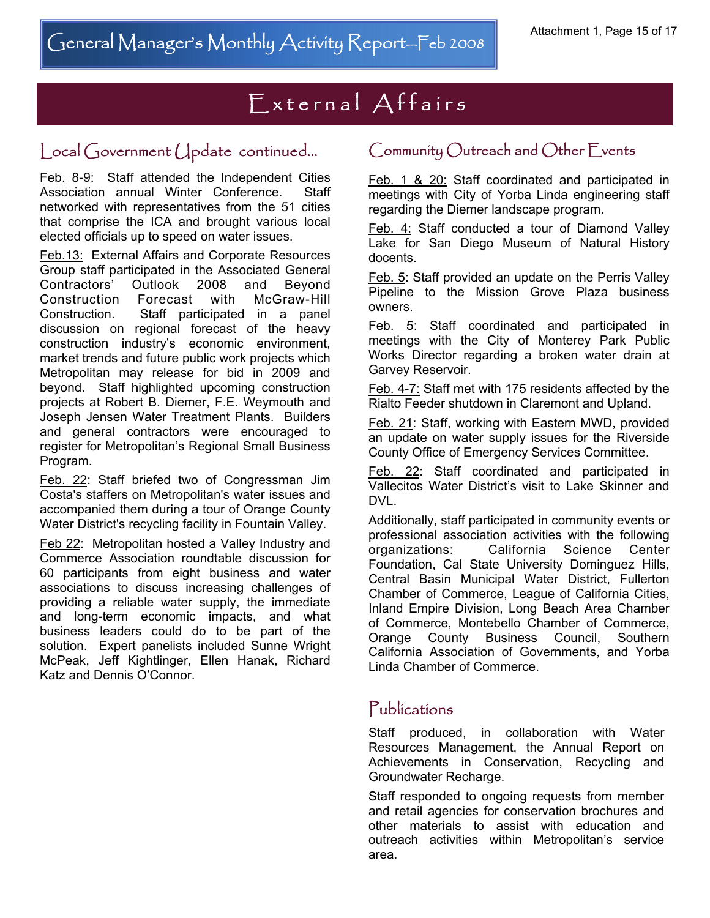# External Affairs

## Local Government Update continued…

Feb. 8-9: Staff attended the Independent Cities Association annual Winter Conference. Staff networked with representatives from the 51 cities that comprise the ICA and brought various local elected officials up to speed on water issues.

Feb.13: External Affairs and Corporate Resources Group staff participated in the Associated General Contractors' Outlook 2008 and Beyond Construction Forecast with McGraw-Hill Construction. Staff participated in a panel discussion on regional forecast of the heavy construction industry's economic environment, market trends and future public work projects which Metropolitan may release for bid in 2009 and beyond. Staff highlighted upcoming construction projects at Robert B. Diemer, F.E. Weymouth and Joseph Jensen Water Treatment Plants. Builders and general contractors were encouraged to register for Metropolitan's Regional Small Business Program.

Feb. 22: Staff briefed two of Congressman Jim Costa's staffers on Metropolitan's water issues and accompanied them during a tour of Orange County Water District's recycling facility in Fountain Valley.

Feb 22: Metropolitan hosted a Valley Industry and Commerce Association roundtable discussion for 60 participants from eight business and water associations to discuss increasing challenges of providing a reliable water supply, the immediate and long-term economic impacts, and what business leaders could do to be part of the solution. Expert panelists included Sunne Wright McPeak, Jeff Kightlinger, Ellen Hanak, Richard Katz and Dennis O'Connor.

## Community Outreach and Other Events

Feb. 1 & 20: Staff coordinated and participated in meetings with City of Yorba Linda engineering staff regarding the Diemer landscape program.

Feb. 4: Staff conducted a tour of Diamond Valley Lake for San Diego Museum of Natural History docents.

Feb. 5: Staff provided an update on the Perris Valley Pipeline to the Mission Grove Plaza business owners.

Feb. 5: Staff coordinated and participated in meetings with the City of Monterey Park Public Works Director regarding a broken water drain at Garvey Reservoir.

Feb. 4-7: Staff met with 175 residents affected by the Rialto Feeder shutdown in Claremont and Upland.

Feb. 21: Staff, working with Eastern MWD, provided an update on water supply issues for the Riverside County Office of Emergency Services Committee.

Feb. 22: Staff coordinated and participated in Vallecitos Water District's visit to Lake Skinner and DVL.

Additionally, staff participated in community events or professional association activities with the following organizations: California Science Center Foundation, Cal State University Dominguez Hills, Central Basin Municipal Water District, Fullerton Chamber of Commerce, League of California Cities, Inland Empire Division, Long Beach Area Chamber of Commerce, Montebello Chamber of Commerce, Orange County Business Council, Southern California Association of Governments, and Yorba Linda Chamber of Commerce.

## Publications

Staff produced, in collaboration with Water Resources Management, the Annual Report on Achievements in Conservation, Recycling and Groundwater Recharge.

Staff responded to ongoing requests from member and retail agencies for conservation brochures and other materials to assist with education and outreach activities within Metropolitan's service area.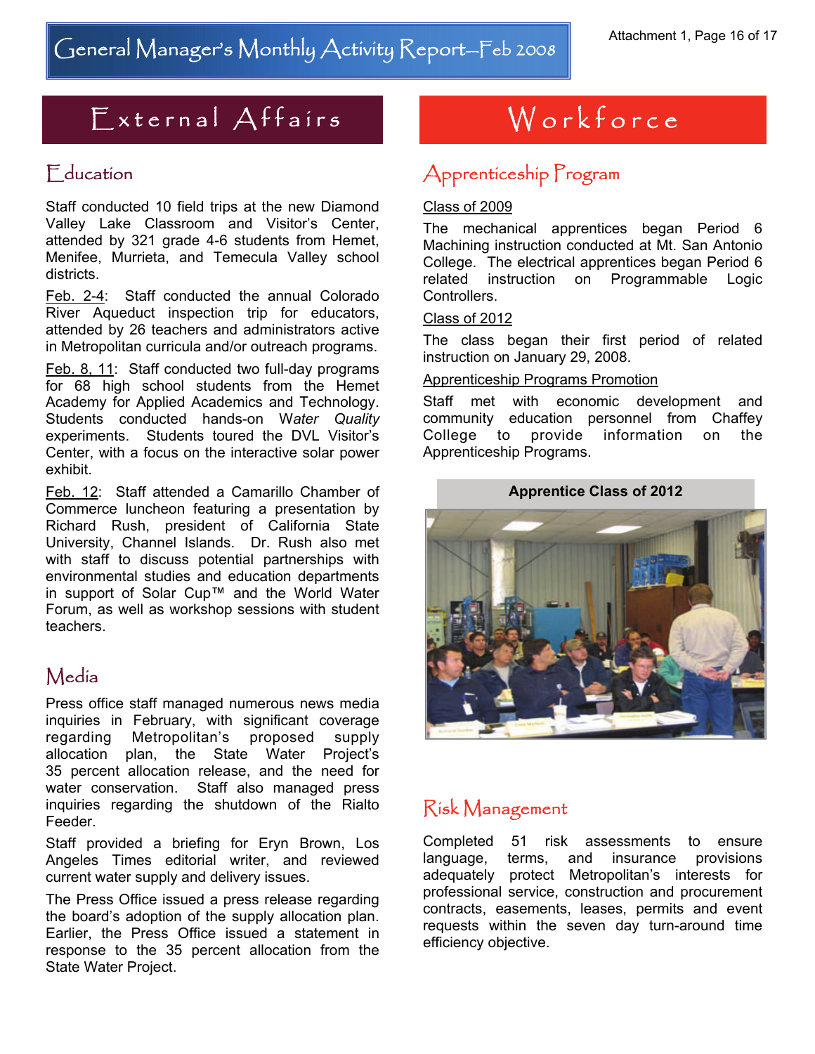# External Affairs

## Education

Staff conducted 10 field trips at the new Diamond Valley Lake Classroom and Visitor's Center, attended by 321 grade 4-6 students from Hemet, Menifee, Murrieta, and Temecula Valley school districts.

Feb. 2-4: Staff conducted the annual Colorado River Aqueduct inspection trip for educators, attended by 26 teachers and administrators active in Metropolitan curricula and/or outreach programs.

Feb. 8, 11: Staff conducted two full-day programs for 68 high school students from the Hemet Academy for Applied Academics and Technology. Students conducted hands-on *Water Quality* experiments. Students toured the DVL Visitor's Center, with a focus on the interactive solar power exhibit.

Feb. 12: Staff attended a Camarillo Chamber of Commerce luncheon featuring a presentation by Richard Rush, president of California State University, Channel Islands. Dr. Rush also met with staff to discuss potential partnerships with environmental studies and education departments in support of Solar Cup™ and the World Water Forum, as well as workshop sessions with student teachers.

## Media

Press office staff managed numerous news media inquiries in February, with significant coverage regarding Metropolitan's proposed supply allocation plan, the State Water Project's 35 percent allocation release, and the need for water conservation. Staff also managed press inquiries regarding the shutdown of the Rialto Feeder.

Staff provided a briefing for Eryn Brown, Los Angeles Times editorial writer, and reviewed current water supply and delivery issues.

The Press Office issued a press release regarding the board's adoption of the supply allocation plan. Earlier, the Press Office issued a statement in response to the 35 percent allocation from the State Water Project.

# Workforce

## Apprenticeship Program

Class of 2009

The mechanical apprentices began Period 6 Machining instruction conducted at Mt. San Antonio College. The electrical apprentices began Period 6 related instruction on Programmable Logic Controllers.

Class of 2012

The class began their first period of related instruction on January 29, 2008.

Apprenticeship Programs Promotion

Staff met with economic development and community education personnel from Chaffey College to provide information on the Apprenticeship Programs.

**Apprentice Class of 2012**

## Risk Management

Completed 51 risk assessments to ensure language, terms, and insurance provisions adequately protect Metropolitan's interests for professional service, construction and procurement contracts, easements, leases, permits and event requests within the seven day turn-around time efficiency objective.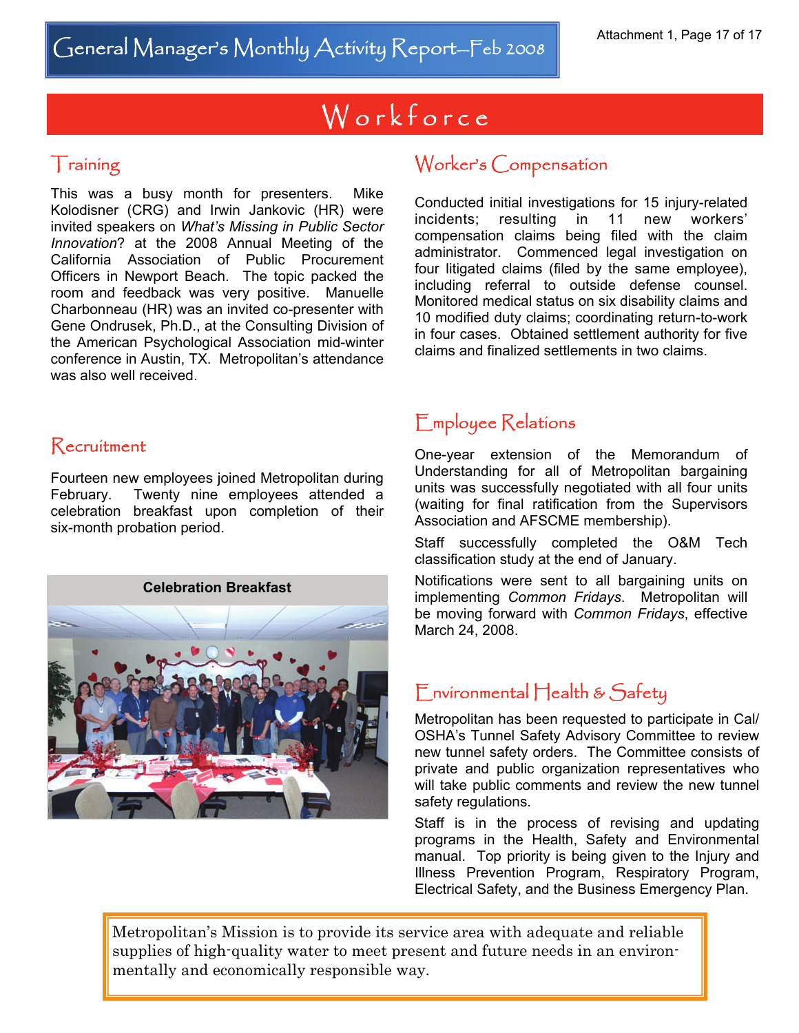# Workforce

## Training

This was a busy month for presenters. Mike Kolodisner (CRG) and Irwin Jankovic (HR) were invited speakers on *What's Missing in Public Sector Innovation*? at the 2008 Annual Meeting of the California Association of Public Procurement Officers in Newport Beach. The topic packed the room and feedback was very positive. Manuelle Charbonneau (HR) was an invited co-presenter with Gene Ondrusek, Ph.D., at the Consulting Division of the American Psychological Association mid-winter conference in Austin, TX. Metropolitan's attendance was also well received.

## Recruitment

Fourteen new employees joined Metropolitan during February. Twenty nine employees attended a celebration breakfast upon completion of their six-month probation period.

**Celebration Breakfast**

## Worker's Compensation

Conducted initial investigations for 15 injury-related incidents; resulting in 11 new workers' compensation claims being filed with the claim administrator. Commenced legal investigation on four litigated claims (filed by the same employee), including referral to outside defense counsel. Monitored medical status on six disability claims and 10 modified duty claims; coordinating return-to-work in four cases. Obtained settlement authority for five claims and finalized settlements in two claims.

## Employee Relations

One-year extension of the Memorandum of Understanding for all of Metropolitan bargaining units was successfully negotiated with all four units (waiting for final ratification from the Supervisors Association and AFSCME membership).

Staff successfully completed the O&M Tech classification study at the end of January.

Notifications were sent to all bargaining units on implementing *Common Fridays*. Metropolitan will be moving forward with *Common Fridays*, effective March 24, 2008.

## Environmental Health & Safety

Metropolitan has been requested to participate in Cal/OSHA's Tunnel Safety Advisory Committee to review new tunnel safety orders. The Committee consists of private and public organization representatives who will take public comments and review the new tunnel safety regulations.

Staff is in the process of revising and updating programs in the Health, Safety and Environmental manual. Top priority is being given to the Injury and Illness Prevention Program, Respiratory Program, Electrical Safety, and the Business Emergency Plan.

Metropolitan's Mission is to provide its service area with adequate and reliable supplies of high-quality water to meet present and future needs in an environmentally and economically responsible way.